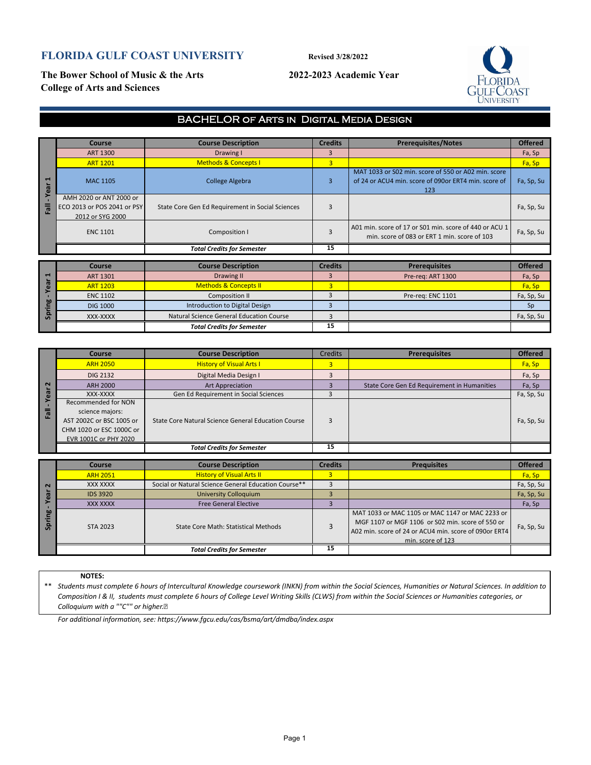# FLORIDA GULF COAST UNIVERSITY

Revised 3/28/2022

**The Bower School of Music & the Arts**
**College of Arts and Sciences**

**2022-2023 Academic Year**

## BACHELOR OF ARTS IN DIGITAL MEDIA DESIGN

### Fall - Year 1

| Course | Course Description | Credits | Prerequisites/Notes | Offered |
|---|---|---|---|---|
| ART 1300 | Drawing I | 3 | | Fa, Sp |
| ART 1201 | Methods & Concepts I | 3 | | Fa, Sp |
| MAC 1105 | College Algebra | 3 | MAT 1033 or S02 min. score of 550 or A02 min. score of 24 or ACU4 min. score of 090or ERT4 min. score of 123 | Fa, Sp, Su |
| AMH 2020 or ANT 2000 or ECO 2013 or POS 2041 or PSY 2012 or SYG 2000 | State Core Gen Ed Requirement in Social Sciences | 3 | | Fa, Sp, Su |
| ENC 1101 | Composition I | 3 | A01 min. score of 17 or S01 min. score of 440 or ACU 1 min. score of 083 or ERT 1 min. score of 103 | Fa, Sp, Su |
| | ***Total Credits for Semester*** | 15 | | |

### Spring - Year 1

| Course | Course Description | Credits | Prerequisites | Offered |
|---|---|---|---|---|
| ART 1301 | Drawing II | 3 | Pre-req: ART 1300 | Fa, Sp |
| ART 1203 | Methods & Concepts II | 3 | | Fa, Sp |
| ENC 1102 | Composition II | 3 | Pre-req: ENC 1101 | Fa, Sp, Su |
| DIG 1000 | Introduction to Digital Design | 3 | | Sp |
| XXX-XXXX | Natural Science General Education Course | 3 | | Fa, Sp, Su |
| | ***Total Credits for Semester*** | 15 | | |

### Fall - Year 2

| Course | Course Description | Credits | Prerequisites | Offered |
|---|---|---|---|---|
| ARH 2050 | History of Visual Arts I | 3 | | Fa, Sp |
| DIG 2132 | Digital Media Design I | 3 | | Fa, Sp |
| ARH 2000 | Art Appreciation | 3 | State Core Gen Ed Requirement in Humanities | Fa, Sp |
| XXX-XXXX | Gen Ed Requirement in Social Sciences | 3 | | Fa, Sp, Su |
| Recommended for NON science majors: AST 2002C or BSC 1005 or CHM 1020 or ESC 1000C or EVR 1001C or PHY 2020 | State Core Natural Science General Education Course | 3 | | Fa, Sp, Su |
| | ***Total Credits for Semester*** | 15 | | |

### Spring - Year 2

| Course | Course Description | Credits | Prequisites | Offered |
|---|---|---|---|---|
| ARH 2051 | History of Visual Arts II | 3 | | Fa, Sp |
| XXX XXXX | Social or Natural Science General Education Course** | 3 | | Fa, Sp, Su |
| IDS 3920 | University Colloquium | 3 | | Fa, Sp, Su |
| XXX XXXX | Free General Elective | 3 | | Fa, Sp |
| STA 2023 | State Core Math: Statistical Methods | 3 | MAT 1033 or MAC 1105 or MAC 1147 or MAC 2233 or MGF 1107 or MGF 1106 or S02 min. score of 550 or A02 min. score of 24 or ACU4 min. score of 090or ERT4 min. score of 123 | Fa, Sp, Su |
| | ***Total Credits for Semester*** | 15 | | |

**NOTES:**

** *Students must complete 6 hours of Intercultural Knowledge coursework (INKN) from within the Social Sciences, Humanities or Natural Sciences. In addition to Composition I & II, students must complete 6 hours of College Level Writing Skills (CLWS) from within the Social Sciences or Humanities categories, or Colloquium with a ""C"" or higher.*

*For additional information, see: https://www.fgcu.edu/cas/bsma/art/dmdba/index.aspx*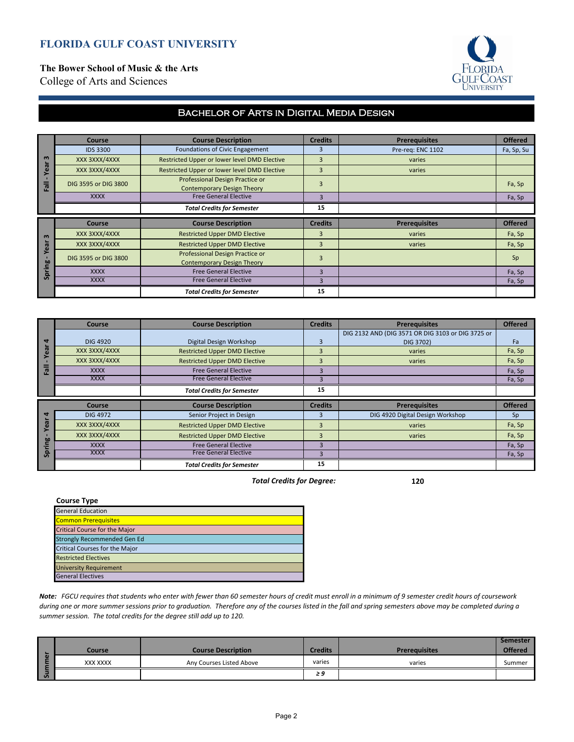# FLORIDA GULF COAST UNIVERSITY

**The Bower School of Music & the Arts**
College of Arts and Sciences

## Bachelor of Arts in Digital Media Design

| | Course | Course Description | Credits | Prerequisites | Offered |
|---|---|---|---|---|---|
| Fall - Year 3 | IDS 3300 | Foundations of Civic Engagement | 3 | Pre-req: ENC 1102 | Fa, Sp, Su |
| | XXX 3XXX/4XXX | Restricted Upper or lower level DMD Elective | 3 | varies | |
| | XXX 3XXX/4XXX | Restricted Upper or lower level DMD Elective | 3 | varies | |
| | DIG 3595 or DIG 3800 | Professional Design Practice or Contemporary Design Theory | 3 | | Fa, Sp |
| | XXXX | Free General Elective | 3 | | Fa, Sp |
| | | ***Total Credits for Semester*** | **15** | | |

| | Course | Course Description | Credits | Prerequisites | Offered |
|---|---|---|---|---|---|
| Spring - Year 3 | XXX 3XXX/4XXX | Restricted Upper DMD Elective | 3 | varies | Fa, Sp |
| | XXX 3XXX/4XXX | Restricted Upper DMD Elective | 3 | varies | Fa, Sp |
| | DIG 3595 or DIG 3800 | Professional Design Practice or Contemporary Design Theory | 3 | | Sp |
| | XXXX | Free General Elective | 3 | | Fa, Sp |
| | XXXX | Free General Elective | 3 | | Fa, Sp |
| | | ***Total Credits for Semester*** | **15** | | |

| | Course | Course Description | Credits | Prerequisites | Offered |
|---|---|---|---|---|---|
| Fall - Year 4 | DIG 4920 | Digital Design Workshop | 3 | DIG 2132 AND (DIG 3571 OR DIG 3103 or DIG 3725 or DIG 3702) | Fa |
| | XXX 3XXX/4XXX | Restricted Upper DMD Elective | 3 | varies | Fa, Sp |
| | XXX 3XXX/4XXX | Restricted Upper DMD Elective | 3 | varies | Fa, Sp |
| | XXXX | Free General Elective | 3 | | Fa, Sp |
| | XXXX | Free General Elective | 3 | | Fa, Sp |
| | | ***Total Credits for Semester*** | **15** | | |

| | Course | Course Description | Credits | Prerequisites | Offered |
|---|---|---|---|---|---|
| Spring - Year 4 | DIG 4972 | Senior Project in Design | 3 | DIG 4920 Digital Design Workshop | Sp |
| | XXX 3XXX/4XXX | Restricted Upper DMD Elective | 3 | varies | Fa, Sp |
| | XXX 3XXX/4XXX | Restricted Upper DMD Elective | 3 | varies | Fa, Sp |
| | XXXX | Free General Elective | 3 | | Fa, Sp |
| | XXXX | Free General Elective | 3 | | Fa, Sp |
| | | ***Total Credits for Semester*** | **15** | | |

***Total Credits for Degree:*** **120**

**Course Type**

| |
|---|
| General Education |
| Common Prerequisites |
| Critical Course for the Major |
| Strongly Recommended Gen Ed |
| Critical Courses for the Major |
| Restricted Electives |
| University Requirement |
| General Electives |

***Note:*** *FGCU requires that students who enter with fewer than 60 semester hours of credit must enroll in a minimum of 9 semester credit hours of coursework during one or more summer sessions prior to graduation. Therefore any of the courses listed in the fall and spring semesters above may be completed during a summer session. The total credits for the degree still add up to 120.*

| | Course | Course Description | Credits | Prerequisites | Semester Offered |
|---|---|---|---|---|---|
| Summer | XXX XXXX | Any Courses Listed Above | varies | varies | Summer |
| | | | ***≥ 9*** | | |